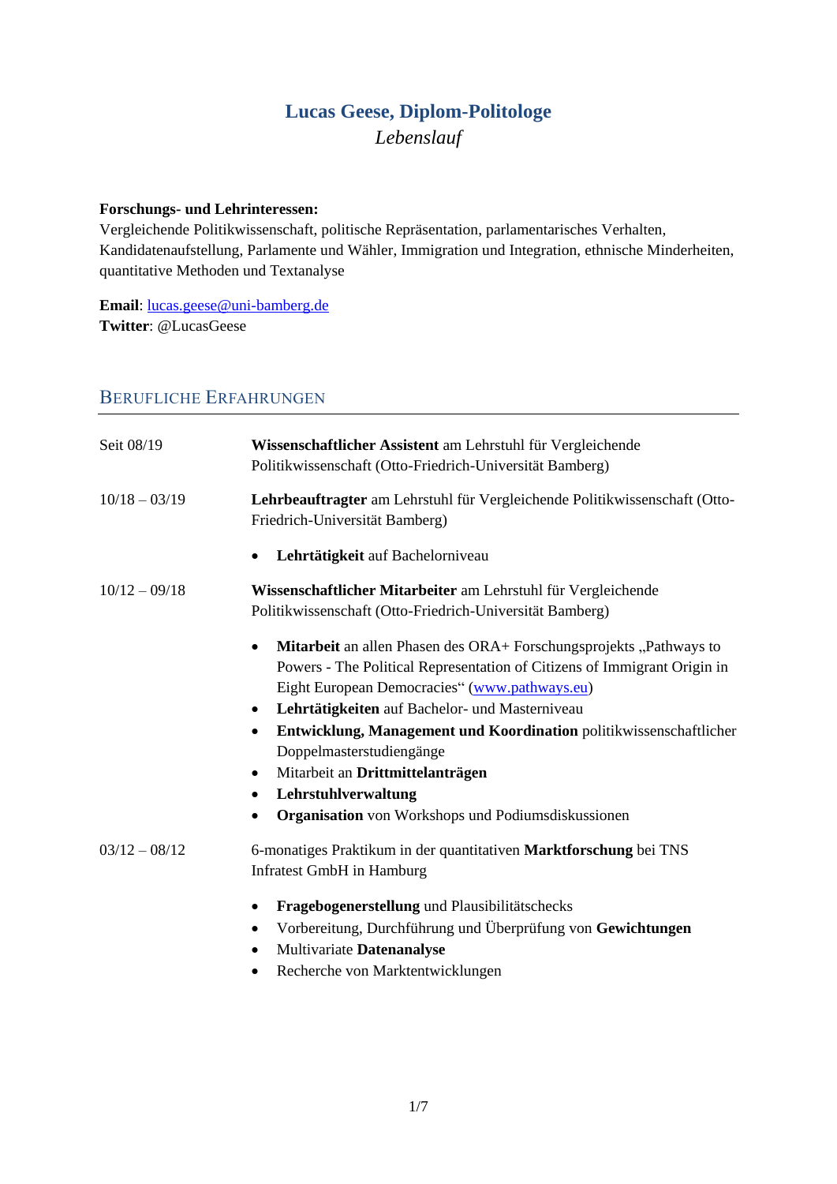# Lucas Geese, Diplom-Politologe

*Lebenslauf*

**Forschungs- und Lehrinteressen:**
Vergleichende Politikwissenschaft, politische Repräsentation, parlamentarisches Verhalten, Kandidatenaufstellung, Parlamente und Wähler, Immigration und Integration, ethnische Minderheiten, quantitative Methoden und Textanalyse

**Email**: lucas.geese@uni-bamberg.de
**Twitter**: @LucasGeese

## Berufliche Erfahrungen

**Seit 08/19**
**Wissenschaftlicher Assistent** am Lehrstuhl für Vergleichende Politikwissenschaft (Otto-Friedrich-Universität Bamberg)

**10/18 – 03/19**
**Lehrbeauftragter** am Lehrstuhl für Vergleichende Politikwissenschaft (Otto-Friedrich-Universität Bamberg)

- **Lehrtätigkeit** auf Bachelorniveau

**10/12 – 09/18**
**Wissenschaftlicher Mitarbeiter** am Lehrstuhl für Vergleichende Politikwissenschaft (Otto-Friedrich-Universität Bamberg)

- **Mitarbeit** an allen Phasen des ORA+ Forschungsprojekts „Pathways to Powers - The Political Representation of Citizens of Immigrant Origin in Eight European Democracies" (www.pathways.eu)
- **Lehrtätigkeiten** auf Bachelor- und Masterniveau
- **Entwicklung, Management und Koordination** politikwissenschaftlicher Doppelmasterstudiengänge
- Mitarbeit an **Drittmittelanträgen**
- **Lehrstuhlverwaltung**
- **Organisation** von Workshops und Podiumsdiskussionen

**03/12 – 08/12**
6-monatiges Praktikum in der quantitativen **Marktforschung** bei TNS Infratest GmbH in Hamburg

- **Fragebogenerstellung** und Plausibilitätschecks
- Vorbereitung, Durchführung und Überprüfung von **Gewichtungen**
- Multivariate **Datenanalyse**
- Recherche von Marktentwicklungen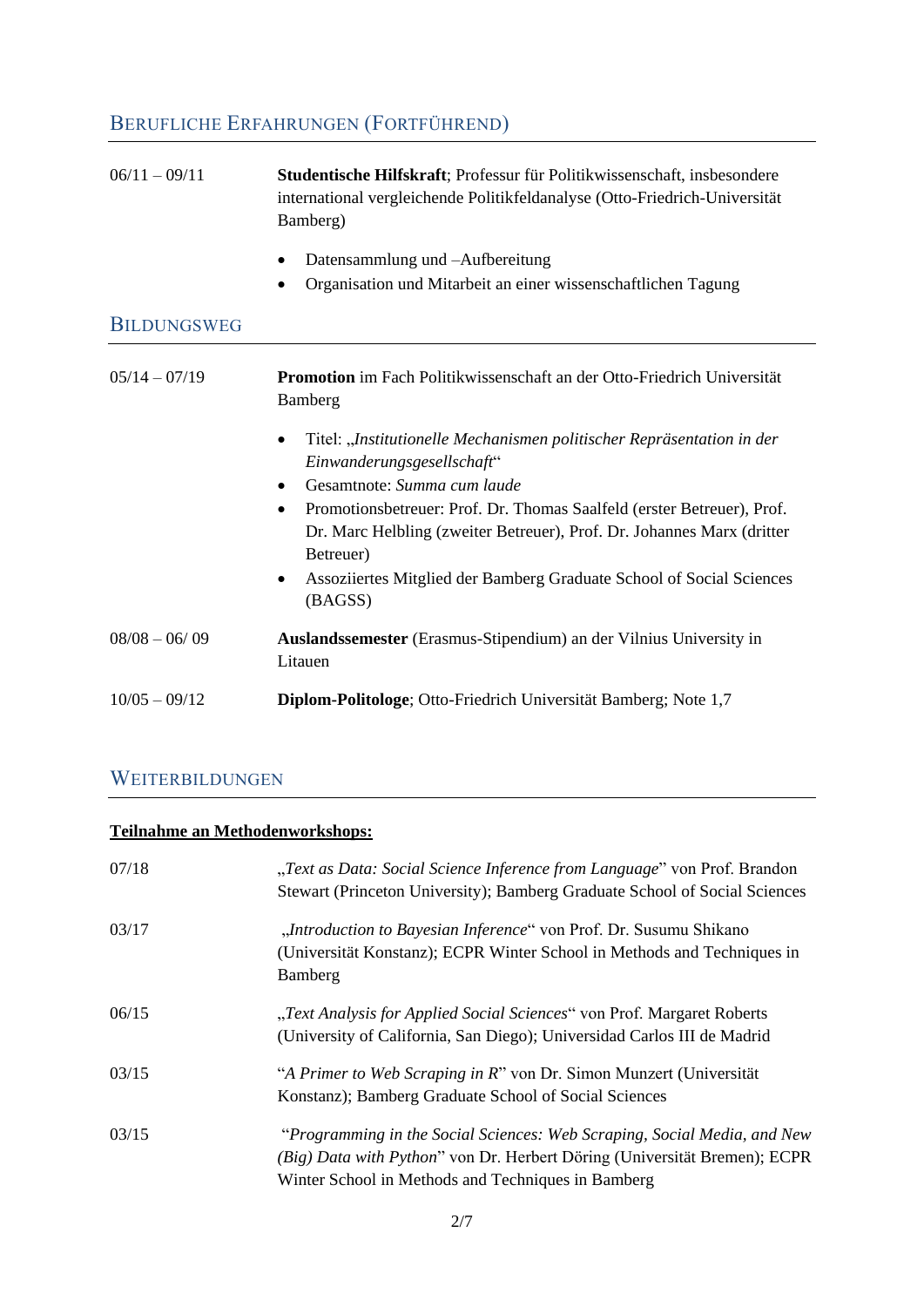## Berufliche Erfahrungen (fortführend)

| | |
|---|---|
| 06/11 – 09/11 | **Studentische Hilfskraft**; Professur für Politikwissenschaft, insbesondere international vergleichende Politikfeldanalyse (Otto-Friedrich-Universität Bamberg)<br>• Datensammlung und –Aufbereitung<br>• Organisation und Mitarbeit an einer wissenschaftlichen Tagung |

## Bildungsweg

| | |
|---|---|
| 05/14 – 07/19 | **Promotion** im Fach Politikwissenschaft an der Otto-Friedrich Universität Bamberg<br>• Titel: „*Institutionelle Mechanismen politischer Repräsentation in der Einwanderungsgesellschaft*“<br>• Gesamtnote: *Summa cum laude*<br>• Promotionsbetreuer: Prof. Dr. Thomas Saalfeld (erster Betreuer), Prof. Dr. Marc Helbling (zweiter Betreuer), Prof. Dr. Johannes Marx (dritter Betreuer)<br>• Assoziiertes Mitglied der Bamberg Graduate School of Social Sciences (BAGSS) |
| 08/08 – 06/ 09 | **Auslandssemester** (Erasmus-Stipendium) an der Vilnius University in Litauen |
| 10/05 – 09/12 | **Diplom-Politologe**; Otto-Friedrich Universität Bamberg; Note 1,7 |

## Weiterbildungen

**Teilnahme an Methodenworkshops:**

| | |
|---|---|
| 07/18 | „*Text as Data: Social Science Inference from Language*” von Prof. Brandon Stewart (Princeton University); Bamberg Graduate School of Social Sciences |
| 03/17 | „*Introduction to Bayesian Inference*“ von Prof. Dr. Susumu Shikano (Universität Konstanz); ECPR Winter School in Methods and Techniques in Bamberg |
| 06/15 | „*Text Analysis for Applied Social Sciences*“ von Prof. Margaret Roberts (University of California, San Diego); Universidad Carlos III de Madrid |
| 03/15 | “*A Primer to Web Scraping in R*” von Dr. Simon Munzert (Universität Konstanz); Bamberg Graduate School of Social Sciences |
| 03/15 | “*Programming in the Social Sciences: Web Scraping, Social Media, and New (Big) Data with Python*” von Dr. Herbert Döring (Universität Bremen); ECPR Winter School in Methods and Techniques in Bamberg |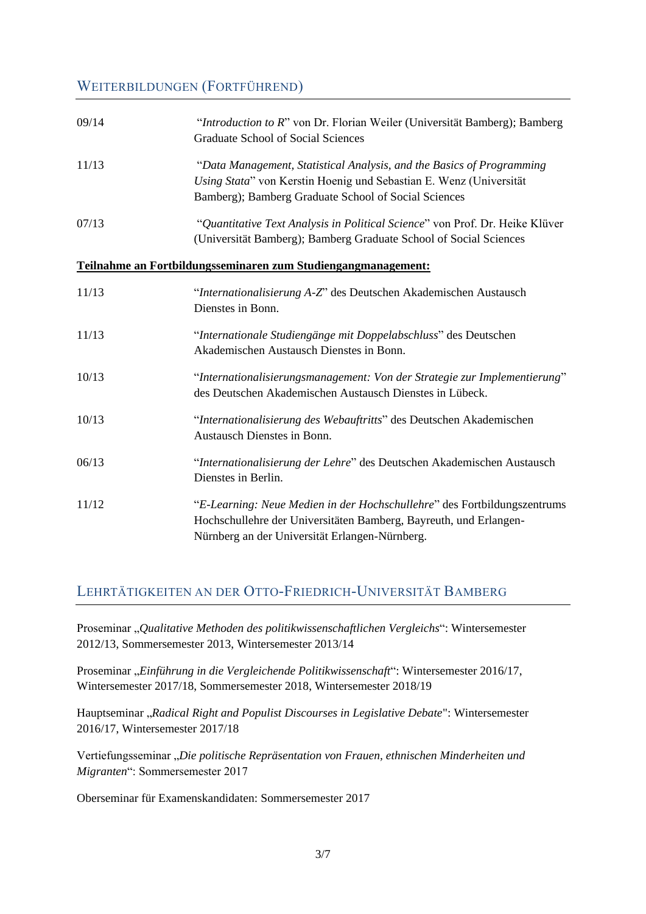## Weiterbildungen (fortführend)

| | |
|---|---|
| 09/14 | "*Introduction to R*" von Dr. Florian Weiler (Universität Bamberg); Bamberg Graduate School of Social Sciences |
| 11/13 | "*Data Management, Statistical Analysis, and the Basics of Programming Using Stata*" von Kerstin Hoenig und Sebastian E. Wenz (Universität Bamberg); Bamberg Graduate School of Social Sciences |
| 07/13 | "*Quantitative Text Analysis in Political Science*" von Prof. Dr. Heike Klüver (Universität Bamberg); Bamberg Graduate School of Social Sciences |

**Teilnahme an Fortbildungsseminaren zum Studiengangmanagement:**

| | |
|---|---|
| 11/13 | "*Internationalisierung A-Z*" des Deutschen Akademischen Austausch Dienstes in Bonn. |
| 11/13 | "*Internationale Studiengänge mit Doppelabschluss*" des Deutschen Akademischen Austausch Dienstes in Bonn. |
| 10/13 | "*Internationalisierungsmanagement: Von der Strategie zur Implementierung*" des Deutschen Akademischen Austausch Dienstes in Lübeck. |
| 10/13 | "*Internationalisierung des Webauftritts*" des Deutschen Akademischen Austausch Dienstes in Bonn. |
| 06/13 | "*Internationalisierung der Lehre*" des Deutschen Akademischen Austausch Dienstes in Berlin. |
| 11/12 | "*E-Learning: Neue Medien in der Hochschullehre*" des Fortbildungszentrums Hochschullehre der Universitäten Bamberg, Bayreuth, und Erlangen-Nürnberg an der Universität Erlangen-Nürnberg. |

## Lehrtätigkeiten an der Otto-Friedrich-Universität Bamberg

Proseminar „*Qualitative Methoden des politikwissenschaftlichen Vergleichs*": Wintersemester 2012/13, Sommersemester 2013, Wintersemester 2013/14

Proseminar „*Einführung in die Vergleichende Politikwissenschaft*": Wintersemester 2016/17, Wintersemester 2017/18, Sommersemester 2018, Wintersemester 2018/19

Hauptseminar „*Radical Right and Populist Discourses in Legislative Debate*": Wintersemester 2016/17, Wintersemester 2017/18

Vertiefungsseminar „*Die politische Repräsentation von Frauen, ethnischen Minderheiten und Migranten*": Sommersemester 2017

Oberseminar für Examenskandidaten: Sommersemester 2017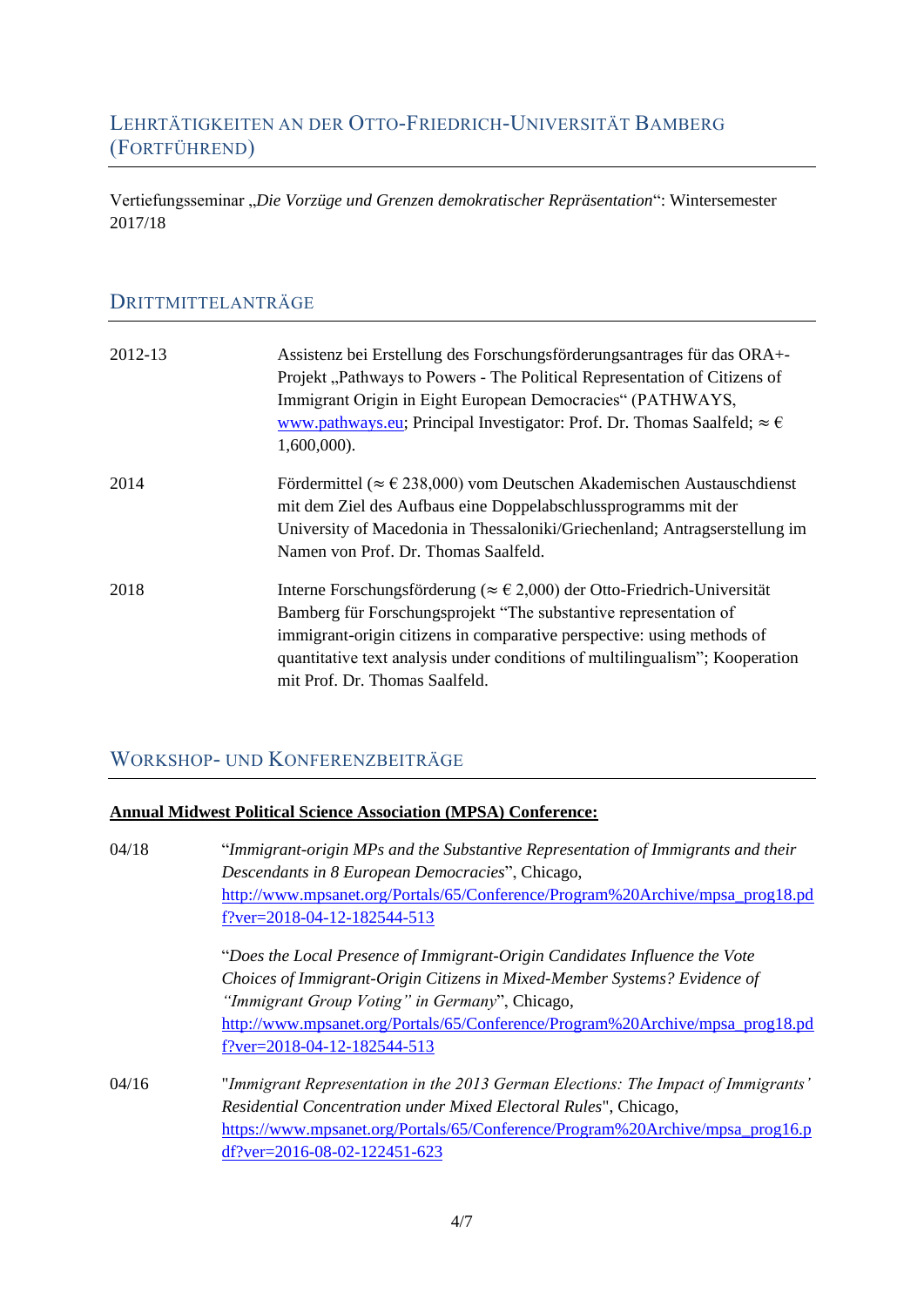## Lehrtätigkeiten an der Otto-Friedrich-Universität Bamberg (fortführend)

Vertiefungsseminar „*Die Vorzüge und Grenzen demokratischer Repräsentation*“: Wintersemester 2017/18

## Drittmittelanträge

| | |
|---|---|
| 2012-13 | Assistenz bei Erstellung des Forschungsförderungsantrages für das ORA+-Projekt „Pathways to Powers - The Political Representation of Citizens of Immigrant Origin in Eight European Democracies“ (PATHWAYS, www.pathways.eu; Principal Investigator: Prof. Dr. Thomas Saalfeld; ≈ € 1,600,000). |
| 2014 | Fördermittel (≈ € 238,000) vom Deutschen Akademischen Austauschdienst mit dem Ziel des Aufbaus eine Doppelabschlussprogramms mit der University of Macedonia in Thessaloniki/Griechenland; Antragserstellung im Namen von Prof. Dr. Thomas Saalfeld. |
| 2018 | Interne Forschungsförderung (≈ € 2,000) der Otto-Friedrich-Universität Bamberg für Forschungsprojekt “The substantive representation of immigrant-origin citizens in comparative perspective: using methods of quantitative text analysis under conditions of multilingualism”; Kooperation mit Prof. Dr. Thomas Saalfeld. |

## Workshop- und Konferenzbeiträge

**Annual Midwest Political Science Association (MPSA) Conference:**

| | |
|---|---|
| 04/18 | “*Immigrant-origin MPs and the Substantive Representation of Immigrants and their Descendants in 8 European Democracies*”, Chicago, http://www.mpsanet.org/Portals/65/Conference/Program%20Archive/mpsa_prog18.pdf?ver=2018-04-12-182544-513 |
| | “*Does the Local Presence of Immigrant-Origin Candidates Influence the Vote Choices of Immigrant-Origin Citizens in Mixed-Member Systems? Evidence of “Immigrant Group Voting” in Germany*”, Chicago, http://www.mpsanet.org/Portals/65/Conference/Program%20Archive/mpsa_prog18.pdf?ver=2018-04-12-182544-513 |
| 04/16 | "*Immigrant Representation in the 2013 German Elections: The Impact of Immigrants’ Residential Concentration under Mixed Electoral Rules*", Chicago, https://www.mpsanet.org/Portals/65/Conference/Program%20Archive/mpsa_prog16.pdf?ver=2016-08-02-122451-623 |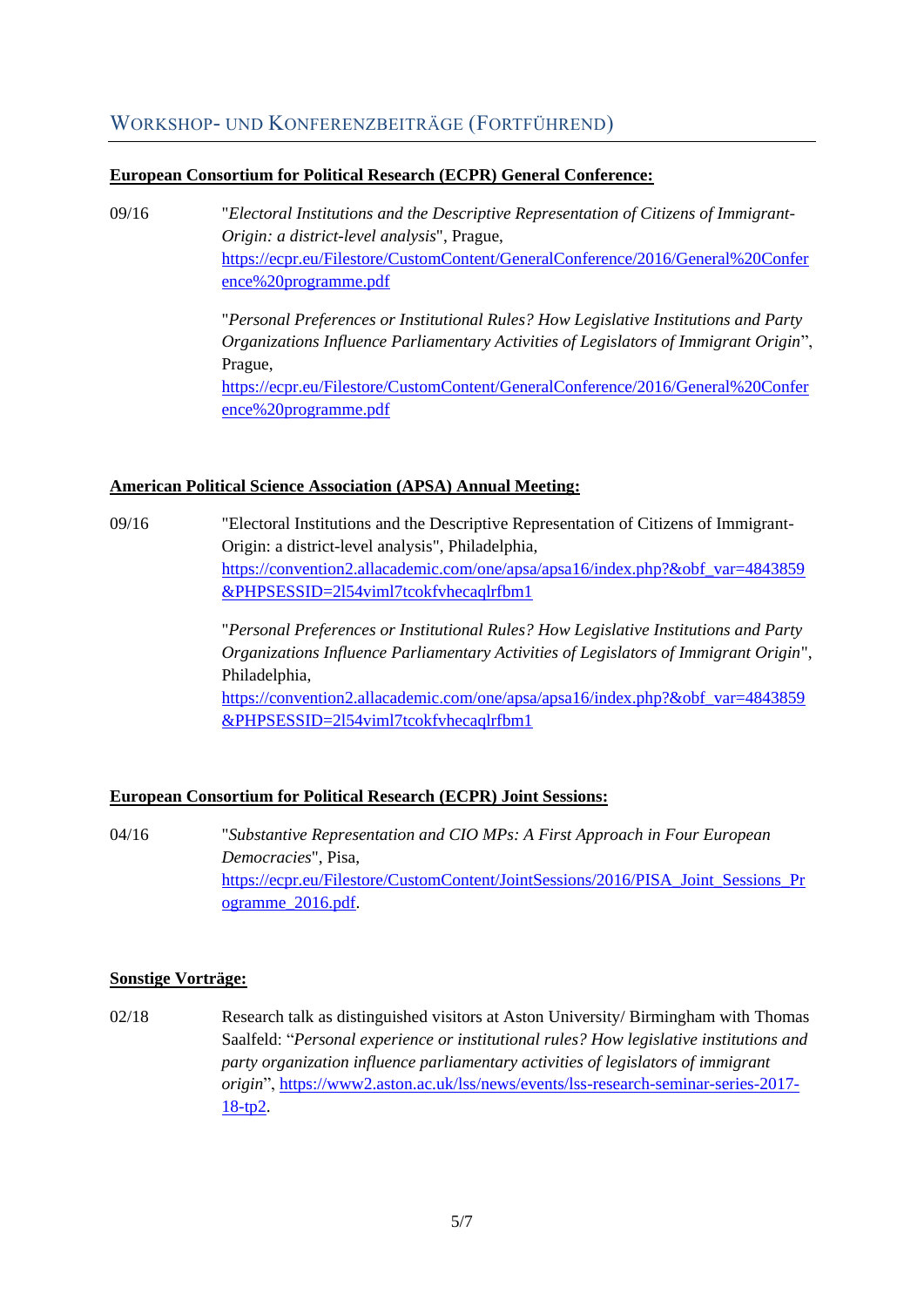## Workshop- und Konferenzbeiträge (fortführend)

**European Consortium for Political Research (ECPR) General Conference:**

09/16 "*Electoral Institutions and the Descriptive Representation of Citizens of Immigrant-Origin: a district-level analysis*", Prague, https://ecpr.eu/Filestore/CustomContent/GeneralConference/2016/General%20Conference%20programme.pdf

"*Personal Preferences or Institutional Rules? How Legislative Institutions and Party Organizations Influence Parliamentary Activities of Legislators of Immigrant Origin*", Prague, https://ecpr.eu/Filestore/CustomContent/GeneralConference/2016/General%20Conference%20programme.pdf

**American Political Science Association (APSA) Annual Meeting:**

09/16 "Electoral Institutions and the Descriptive Representation of Citizens of Immigrant-Origin: a district-level analysis", Philadelphia, https://convention2.allacademic.com/one/apsa/apsa16/index.php?&obf_var=4843859&PHPSESSID=2l54viml7tcokfvhecaqlrfbm1

"*Personal Preferences or Institutional Rules? How Legislative Institutions and Party Organizations Influence Parliamentary Activities of Legislators of Immigrant Origin*", Philadelphia, https://convention2.allacademic.com/one/apsa/apsa16/index.php?&obf_var=4843859&PHPSESSID=2l54viml7tcokfvhecaqlrfbm1

**European Consortium for Political Research (ECPR) Joint Sessions:**

04/16 "*Substantive Representation and CIO MPs: A First Approach in Four European Democracies*", Pisa, https://ecpr.eu/Filestore/CustomContent/JointSessions/2016/PISA_Joint_Sessions_Programme_2016.pdf.

**Sonstige Vorträge:**

02/18 Research talk as distinguished visitors at Aston University/ Birmingham with Thomas Saalfeld: "*Personal experience or institutional rules? How legislative institutions and party organization influence parliamentary activities of legislators of immigrant origin*", https://www2.aston.ac.uk/lss/news/events/lss-research-seminar-series-2017-18-tp2.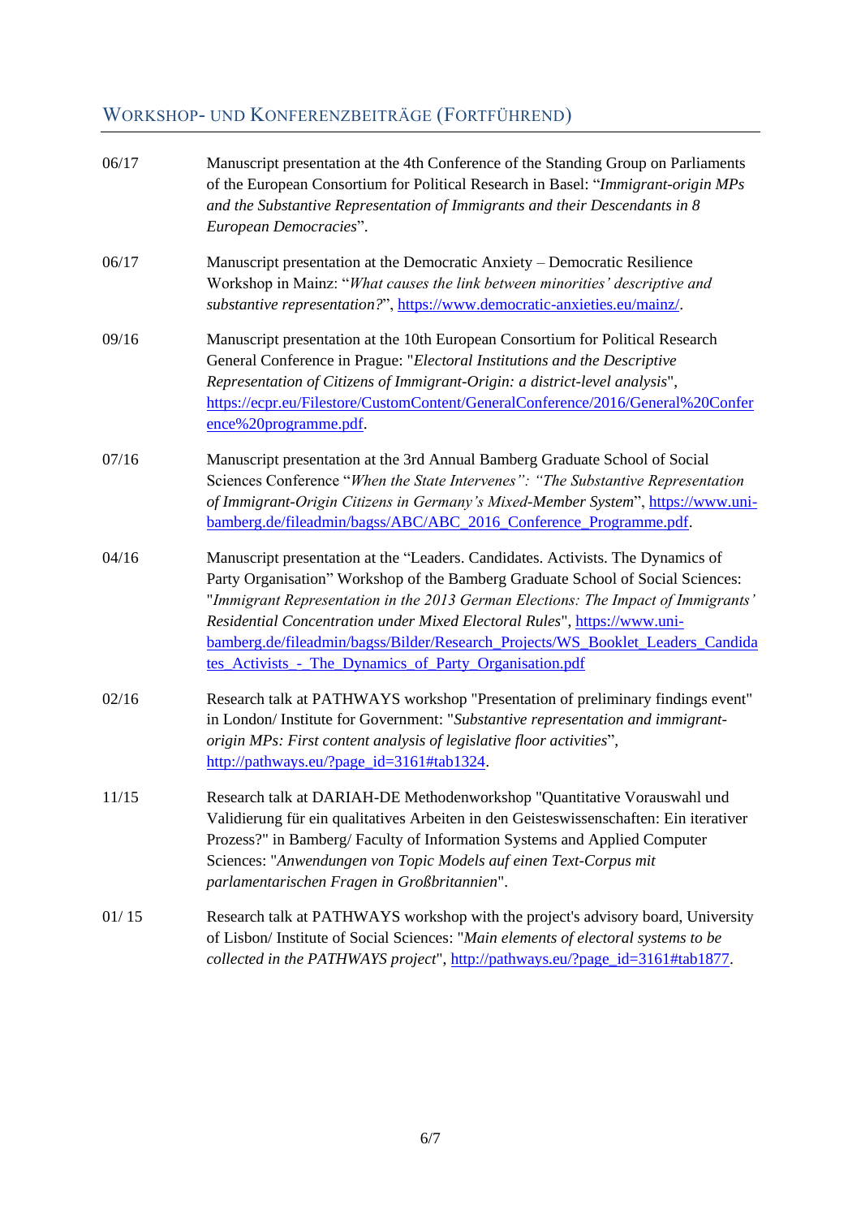## Workshop- und Konferenzbeiträge (fortführend)

06/17 Manuscript presentation at the 4th Conference of the Standing Group on Parliaments of the European Consortium for Political Research in Basel: "*Immigrant-origin MPs and the Substantive Representation of Immigrants and their Descendants in 8 European Democracies*".

06/17 Manuscript presentation at the Democratic Anxiety – Democratic Resilience Workshop in Mainz: "*What causes the link between minorities' descriptive and substantive representation?*", https://www.democratic-anxieties.eu/mainz/.

09/16 Manuscript presentation at the 10th European Consortium for Political Research General Conference in Prague: "*Electoral Institutions and the Descriptive Representation of Citizens of Immigrant-Origin: a district-level analysis*", https://ecpr.eu/Filestore/CustomContent/GeneralConference/2016/General%20Conference%20programme.pdf.

07/16 Manuscript presentation at the 3rd Annual Bamberg Graduate School of Social Sciences Conference "*When the State Intervenes": "The Substantive Representation of Immigrant-Origin Citizens in Germany's Mixed-Member System*", https://www.uni-bamberg.de/fileadmin/bagss/ABC/ABC_2016_Conference_Programme.pdf.

04/16 Manuscript presentation at the "Leaders. Candidates. Activists. The Dynamics of Party Organisation" Workshop of the Bamberg Graduate School of Social Sciences: "*Immigrant Representation in the 2013 German Elections: The Impact of Immigrants' Residential Concentration under Mixed Electoral Rules*", https://www.uni-bamberg.de/fileadmin/bagss/Bilder/Research_Projects/WS_Booklet_Leaders_Candidates_Activists_-_The_Dynamics_of_Party_Organisation.pdf

02/16 Research talk at PATHWAYS workshop "Presentation of preliminary findings event" in London/ Institute for Government: "*Substantive representation and immigrant-origin MPs: First content analysis of legislative floor activities*", http://pathways.eu/?page_id=3161#tab1324.

11/15 Research talk at DARIAH-DE Methodenworkshop "Quantitative Vorauswahl und Validierung für ein qualitatives Arbeiten in den Geisteswissenschaften: Ein iterativer Prozess?" in Bamberg/ Faculty of Information Systems and Applied Computer Sciences: "*Anwendungen von Topic Models auf einen Text-Corpus mit parlamentarischen Fragen in Großbritannien*".

01/ 15 Research talk at PATHWAYS workshop with the project's advisory board, University of Lisbon/ Institute of Social Sciences: "*Main elements of electoral systems to be collected in the PATHWAYS project*", http://pathways.eu/?page_id=3161#tab1877.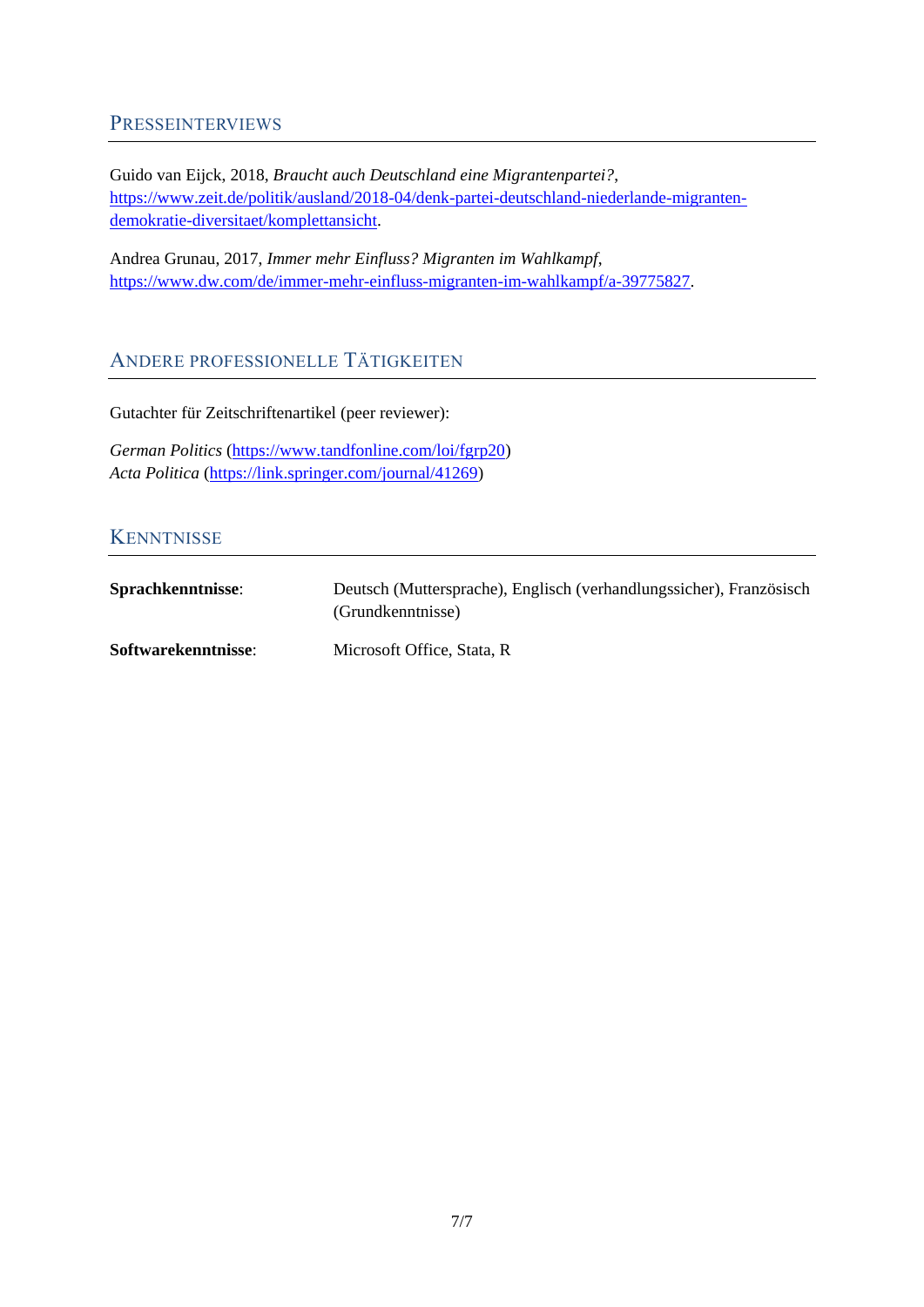## Presseinterviews

Guido van Eijck, 2018, *Braucht auch Deutschland eine Migrantenpartei?*, https://www.zeit.de/politik/ausland/2018-04/denk-partei-deutschland-niederlande-migranten-demokratie-diversitaet/komplettansicht.

Andrea Grunau, 2017, *Immer mehr Einfluss? Migranten im Wahlkampf*, https://www.dw.com/de/immer-mehr-einfluss-migranten-im-wahlkampf/a-39775827.

## Andere professionelle Tätigkeiten

Gutachter für Zeitschriftenartikel (peer reviewer):

*German Politics* (https://www.tandfonline.com/loi/fgrp20)
*Acta Politica* (https://link.springer.com/journal/41269)

## Kenntnisse

| | |
|---|---|
| **Sprachkenntnisse**: | Deutsch (Muttersprache), Englisch (verhandlungssicher), Französisch (Grundkenntnisse) |
| **Softwarekenntnisse**: | Microsoft Office, Stata, R |